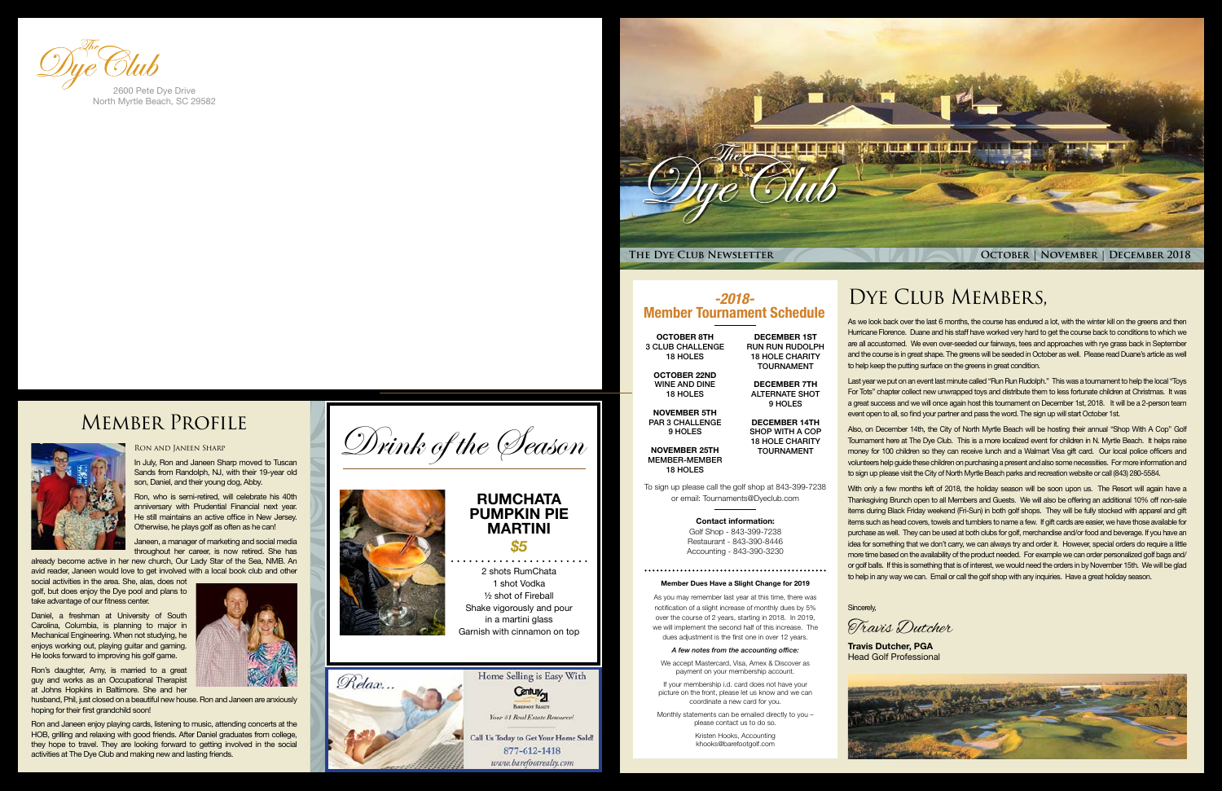The Dye Club

2600 Pete Dye Drive
North Myrtle Beach, SC 29582

# The Dye Club

THE DYE CLUB NEWSLETTER — OCTOBER | NOVEMBER | DECEMBER 2018

## -2018- Member Tournament Schedule

**OCTOBER 8TH**
3 CLUB CHALLENGE
18 HOLES

**OCTOBER 22ND**
WINE AND DINE
18 HOLES

**NOVEMBER 5TH**
PAR 3 CHALLENGE
9 HOLES

**NOVEMBER 25TH**
MEMBER-MEMBER
18 HOLES

**DECEMBER 1ST**
RUN RUN RUDOLPH
18 HOLE CHARITY
TOURNAMENT

**DECEMBER 7TH**
ALTERNATE SHOT
9 HOLES

**DECEMBER 14TH**
SHOP WITH A COP
18 HOLE CHARITY
TOURNAMENT

To sign up please call the golf shop at 843-399-7238 or email: Tournaments@Dyeclub.com

**Contact information:**
Golf Shop - 843-399-7238
Restaurant - 843-390-8446
Accounting - 843-390-3230

**Member Dues Have a Slight Change for 2019**

As you may remember last year at this time, there was notification of a slight increase of monthly dues by 5% over the course of 2 years, starting in 2018. In 2019, we will implement the second half of this increase. The dues adjustment is the first one in over 12 years.

*A few notes from the accounting office:*

We accept Mastercard, Visa, Amex & Discover as payment on your membership account.

If your membership i.d. card does not have your picture on the front, please let us know and we can coordinate a new card for you.

Monthly statements can be emailed directly to you – please contact us to do so.

Kristen Hooks, Accounting
khooks@barefootgolf.com

## Dye Club Members,

As we look back over the last 6 months, the course has endured a lot, with the winter kill on the greens and then Hurricane Florence. Duane and his staff have worked very hard to get the course back to conditions to which we are all accustomed. We even over-seeded our fairways, tees and approaches with rye grass back in September and the course is in great shape. The greens will be seeded in October as well. Please read Duane's article as well to help keep the putting surface on the greens in great condition.

Last year we put on an event last minute called "Run Run Rudolph." This was a tournament to help the local "Toys For Tots" chapter collect new unwrapped toys and distribute them to less fortunate children at Christmas. It was a great success and we will once again host this tournament on December 1st, 2018. It will be a 2-person team event open to all, so find your partner and pass the word. The sign up will start October 1st.

Also, on December 14th, the City of North Myrtle Beach will be hosting their annual "Shop With A Cop" Golf Tournament here at The Dye Club. This is a more localized event for children in N. Myrtle Beach. It helps raise money for 100 children so they can receive lunch and a Walmart Visa gift card. Our local police officers and volunteers help guide these children on purchasing a present and also some necessities. For more information and to sign up please visit the City of North Myrtle Beach parks and recreation website or call (843) 280-5584.

With only a few months left of 2018, the holiday season will be soon upon us. The Resort will again have a Thanksgiving Brunch open to all Members and Guests. We will also be offering an additional 10% off non-sale items during Black Friday weekend (Fri-Sun) in both golf shops. They will be fully stocked with apparel and gift items such as head covers, towels and tumblers to name a few. If gift cards are easier, we have those available for purchase as well. They can be used at both clubs for golf, merchandise and/or food and beverage. If you have an idea for something that we don't carry, we can always try and order it. However, special orders do require a little more time based on the availability of the product needed. For example we can order personalized golf bags and/or golf balls. If this is something that is of interest, we would need the orders in by November 15th. We will be glad to help in any way we can. Email or call the golf shop with any inquiries. Have a great holiday season.

Sincerely,

*Travis Dutcher*

**Travis Dutcher, PGA**
Head Golf Professional

## Member Profile

### Ron and Janeen Sharp

In July, Ron and Janeen Sharp moved to Tuscan Sands from Randolph, NJ, with their 19-year old son, Daniel, and their young dog, Abby.

Ron, who is semi-retired, will celebrate his 40th anniversary with Prudential Financial next year. He still maintains an active office in New Jersey. Otherwise, he plays golf as often as he can!

Janeen, a manager of marketing and social media throughout her career, is now retired. She has already become active in her new church, Our Lady Star of the Sea, NMB. An avid reader, Janeen would love to get involved with a local book club and other social activities in the area. She, alas, does not golf, but does enjoy the Dye pool and plans to take advantage of our fitness center.

Daniel, a freshman at University of South Carolina, Columbia, is planning to major in Mechanical Engineering. When not studying, he enjoys working out, playing guitar and gaming. He looks forward to improving his golf game.

Ron's daughter, Amy, is married to a great guy and works as an Occupational Therapist at Johns Hopkins in Baltimore. She and her husband, Phil, just closed on a beautiful new house. Ron and Janeen are anxiously hoping for their first grandchild soon!

Ron and Janeen enjoy playing cards, listening to music, attending concerts at the HOB, grilling and relaxing with good friends. After Daniel graduates from college, they hope to travel. They are looking forward to getting involved in the social activities at The Dye Club and making new and lasting friends.

## Drink of the Season

### RUMCHATA PUMPKIN PIE MARTINI

**$5**

2 shots RumChata
1 shot Vodka
½ shot of Fireball
Shake vigorously and pour in a martini glass
Garnish with cinnamon on top

Relax...

Home Selling is Easy With Century 21 Barefoot Realty

Your #1 Real Estate Resource!

Call Us Today to Get Your Home Sold!
877-612-1418
www.barefootrealty.com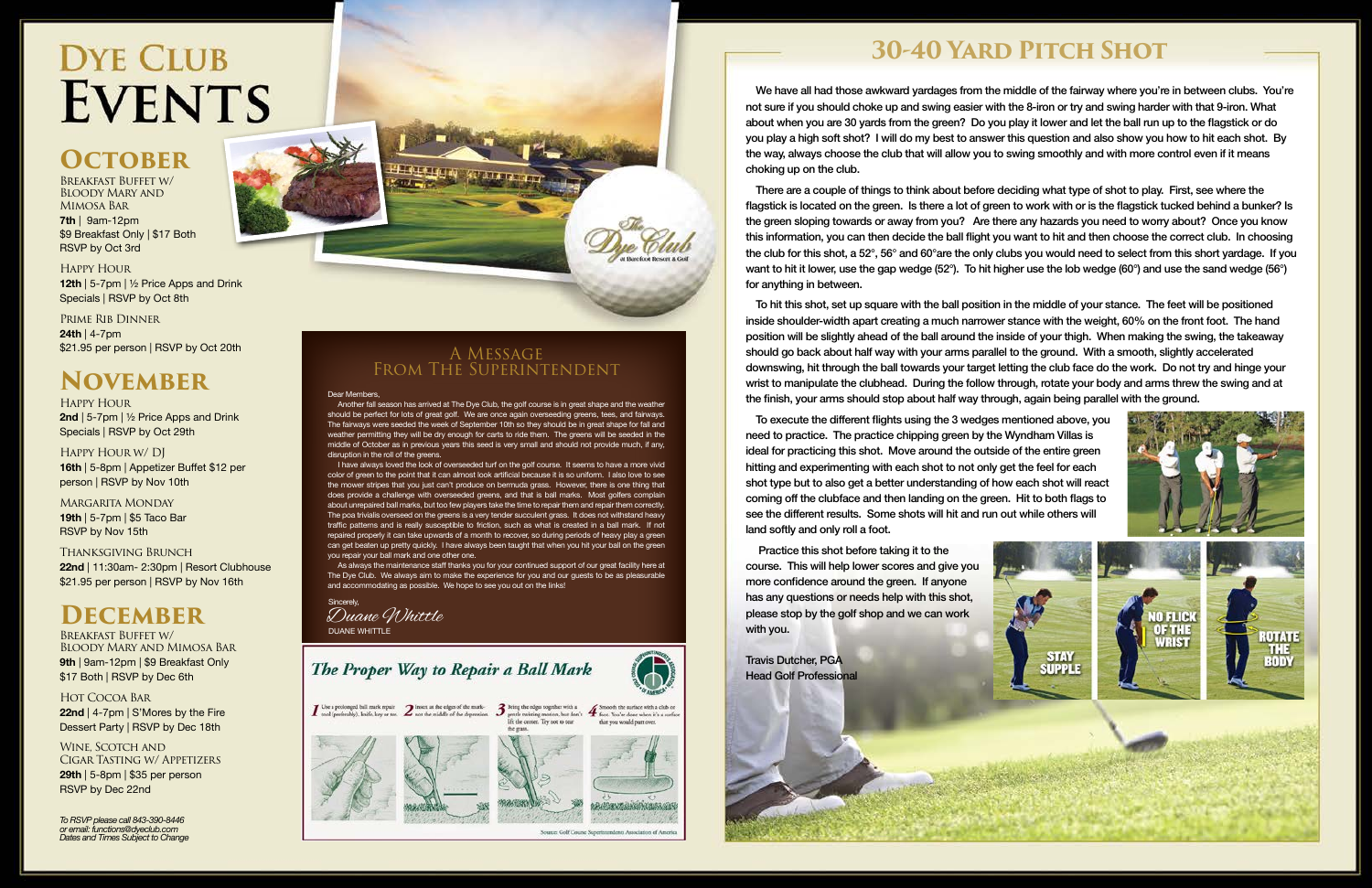# Dye Club Events

## October

Breakfast Buffet w/ Bloody Mary and Mimosa Bar
**7th** | 9am-12pm
$9 Breakfast Only | $17 Both
RSVP by Oct 3rd

Happy Hour
**12th** | 5-7pm | ½ Price Apps and Drink Specials | RSVP by Oct 8th

Prime Rib Dinner
**24th** | 4-7pm
$21.95 per person | RSVP by Oct 20th

## November

Happy Hour
**2nd** | 5-7pm | ½ Price Apps and Drink Specials | RSVP by Oct 29th

Happy Hour w/ DJ
**16th** | 5-8pm | Appetizer Buffet $12 per person | RSVP by Nov 10th

Margarita Monday
**19th** | 5-7pm | $5 Taco Bar
RSVP by Nov 15th

Thanksgiving Brunch
**22nd** | 11:30am- 2:30pm | Resort Clubhouse
$21.95 per person | RSVP by Nov 16th

## December

Breakfast Buffet w/ Bloody Mary and Mimosa Bar
**9th** | 9am-12pm | $9 Breakfast Only
$17 Both | RSVP by Dec 6th

Hot Cocoa Bar
**22nd** | 4-7pm | S'Mores by the Fire
Dessert Party | RSVP by Dec 18th

Wine, Scotch and Cigar Tasting w/ Appetizers
**29th** | 5-8pm | $35 per person
RSVP by Dec 22nd

*To RSVP please call 843-390-8446*
*or email: functions@dyeclub.com*
*Dates and Times Subject to Change*

## A Message From The Superintendent

Dear Members,

Another fall season has arrived at The Dye Club, the golf course is in great shape and the weather should be perfect for lots of great golf. We are once again overseeding greens, tees, and fairways. The fairways were seeded the week of September 10th so they should be in great shape for fall and weather permitting they will be dry enough for carts to ride them. The greens will be seeded in the middle of October as in previous years this seed is very small and should not provide much, if any, disruption in the roll of the greens.

I have always loved the look of overseeded turf on the golf course. It seems to have a more vivid color of green to the point that it can almost look artificial because it is so uniform. I also love to see the mower stripes that you just can't produce on bermuda grass. However, there is one thing that does provide a challenge with overseeded greens, and that is ball marks. Most golfers complain about unrepaired ball marks, but too few players take the time to repair them and repair them correctly. The poa trivialis overseed on the greens is a very tender succulent grass. It does not withstand heavy traffic patterns and is really susceptible to friction, such as what is created in a ball mark. If not repaired properly it can take upwards of a month to recover, so during periods of heavy play a green can get beaten up pretty quickly. I have always been taught that when you hit your ball on the green you repair your ball mark and one other one.

As always the maintenance staff thanks you for your continued support of our great facility here at The Dye Club. We always aim to make the experience for you and our guests to be as pleasurable and accommodating as possible. We hope to see you out on the links!

Sincerely,

*Duane Whittle*
DUANE WHITTLE

### The Proper Way to Repair a Ball Mark

1. Use a prolonged ball mark repair tool (preferably), knife, key or tee.
2. Insert at the edges of the mark–not the middle of the depression.
3. Bring the edges together with a gentle twisting motion, but don't lift the center. Try not to tear the grass.
4. Smooth the surface with a club or foot. You're done when it's a surface that you would putt over.

Source: Golf Course Superintendents Association of America

## 30-40 Yard Pitch Shot

We have all had those awkward yardages from the middle of the fairway where you're in between clubs. You're not sure if you should choke up and swing easier with the 8-iron or try and swing harder with that 9-iron. What about when you are 30 yards from the green? Do you play it lower and let the ball run up to the flagstick or do you play a high soft shot? I will do my best to answer this question and also show you how to hit each shot. By the way, always choose the club that will allow you to swing smoothly and with more control even if it means choking up on the club.

There are a couple of things to think about before deciding what type of shot to play. First, see where the flagstick is located on the green. Is there a lot of green to work with or is the flagstick tucked behind a bunker? Is the green sloping towards or away from you? Are there any hazards you need to worry about? Once you know this information, you can then decide the ball flight you want to hit and then choose the correct club. In choosing the club for this shot, a 52°, 56° and 60°are the only clubs you would need to select from this short yardage. If you want to hit it lower, use the gap wedge (52°). To hit it higher use the lob wedge (60°) and use the sand wedge (56°) for anything in between.

To hit this shot, set up square with the ball position in the middle of your stance. The feet will be positioned inside shoulder-width apart creating a much narrower stance with the weight, 60% on the front foot. The hand position will be slightly ahead of the ball around the inside of your thigh. When making the swing, the takeaway should go back about half way with your arms parallel to the ground. With a smooth, slightly accelerated downswing, hit through the ball towards your target letting the club face do the work. Do not try and hinge your wrist to manipulate the clubhead. During the follow through, rotate your body and arms threw the swing and at the finish, your arms should stop about half way through, again being parallel with the ground.

To execute the different flights using the 3 wedges mentioned above, you need to practice. The practice chipping green by the Wyndham Villas is ideal for practicing this shot. Move around the outside of the entire green hitting and experimenting with each shot to not only get the feel for each shot type but to also get a better understanding of how each shot will react coming off the clubface and then landing on the green. Hit to both flags to see the different results. Some shots will hit and run out while others will land softly and only roll a foot.

Practice this shot before taking it to the course. This will help lower scores and give you more confidence around the green. If anyone has any questions or needs help with this shot, please stop by the golf shop and we can work with you.

Travis Dutcher, PGA
Head Golf Professional